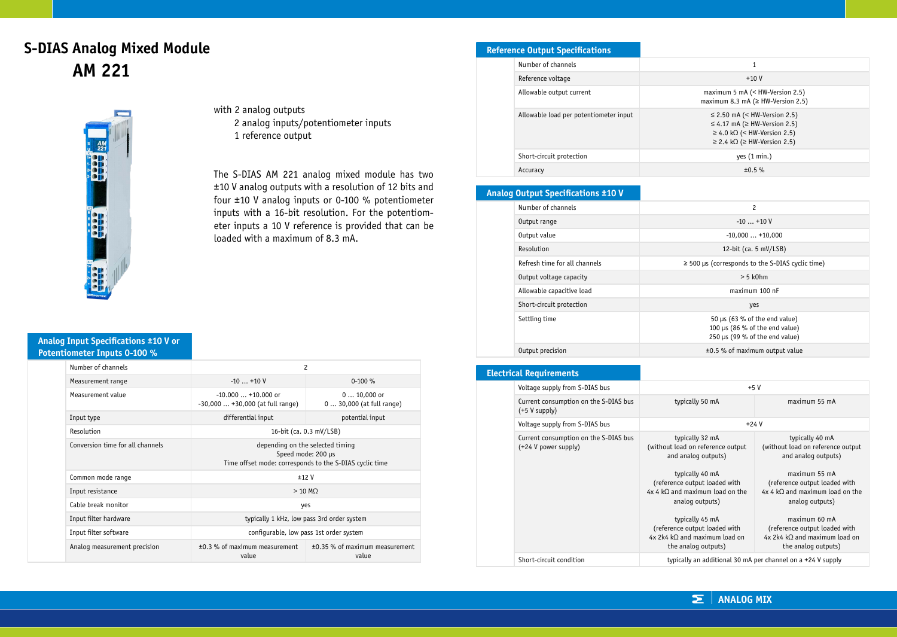# S-DIAS Analog Mixed Module

# AM 221

with 2 analog outputs
2 analog inputs/potentiometer inputs
1 reference output

The S-DIAS AM 221 analog mixed module has two ±10 V analog outputs with a resolution of 12 bits and four ±10 V analog inputs or 0-100 % potentiometer inputs with a 16-bit resolution. For the potentiometer inputs a 10 V reference is provided that can be loaded with a maximum of 8.3 mA.

## Analog Input Specifications ±10 V or Potentiometer Inputs 0-100 %

| | | |
|---|---|---|
| Number of channels | 2 | |
| Measurement range | -10 ... +10 V | 0-100 % |
| Measurement value | -10.000 ... +10.000 or -30,000 ... +30,000 (at full range) | 0 ... 10,000 or 0 ... 30,000 (at full range) |
| Input type | differential input | potential input |
| Resolution | 16-bit (ca. 0.3 mV/LSB) | |
| Conversion time for all channels | depending on the selected timing<br>Speed mode: 200 µs<br>Time offset mode: corresponds to the S-DIAS cyclic time | |
| Common mode range | ±12 V | |
| Input resistance | > 10 MΩ | |
| Cable break monitor | yes | |
| Input filter hardware | typically 1 kHz, low pass 3rd order system | |
| Input filter software | configurable, low pass 1st order system | |
| Analog measurement precision | ±0.3 % of maximum measurement value | ±0.35 % of maximum measurement value |

## Reference Output Specifications

| | |
|---|---|
| Number of channels | 1 |
| Reference voltage | +10 V |
| Allowable output current | maximum 5 mA (< HW-Version 2.5)<br>maximum 8.3 mA (≥ HW-Version 2.5) |
| Allowable load per potentiometer input | ≤ 2.50 mA (< HW-Version 2.5)<br>≤ 4.17 mA (≥ HW-Version 2.5)<br>≥ 4.0 kΩ (< HW-Version 2.5)<br>≥ 2.4 kΩ (≥ HW-Version 2.5) |
| Short-circuit protection | yes (1 min.) |
| Accuracy | ±0.5 % |

## Analog Output Specifications ±10 V

| | |
|---|---|
| Number of channels | 2 |
| Output range | -10 ... +10 V |
| Output value | -10,000 ... +10,000 |
| Resolution | 12-bit (ca. 5 mV/LSB) |
| Refresh time for all channels | ≥ 500 µs (corresponds to the S-DIAS cyclic time) |
| Output voltage capacity | > 5 kOhm |
| Allowable capacitive load | maximum 100 nF |
| Short-circuit protection | yes |
| Settling time | 50 µs (63 % of the end value)<br>100 µs (86 % of the end value)<br>250 µs (99 % of the end value) |
| Output precision | ±0.5 % of maximum output value |

## Electrical Requirements

| | | |
|---|---|---|
| Voltage supply from S-DIAS bus | +5 V | |
| Current consumption on the S-DIAS bus (+5 V supply) | typically 50 mA | maximum 55 mA |
| Voltage supply from S-DIAS bus | +24 V | |
| Current consumption on the S-DIAS bus (+24 V power supply) | typically 32 mA (without load on reference output and analog outputs)<br><br>typically 40 mA (reference output loaded with 4x 4 kΩ and maximum load on the analog outputs)<br><br>typically 45 mA (reference output loaded with 4x 2k4 kΩ and maximum load on the analog outputs) | typically 40 mA (without load on reference output and analog outputs)<br><br>maximum 55 mA (reference output loaded with 4x 4 kΩ and maximum load on the analog outputs)<br><br>maximum 60 mA (reference output loaded with 4x 2k4 kΩ and maximum load on the analog outputs) |
| Short-circuit condition | typically an additional 30 mA per channel on a +24 V supply | |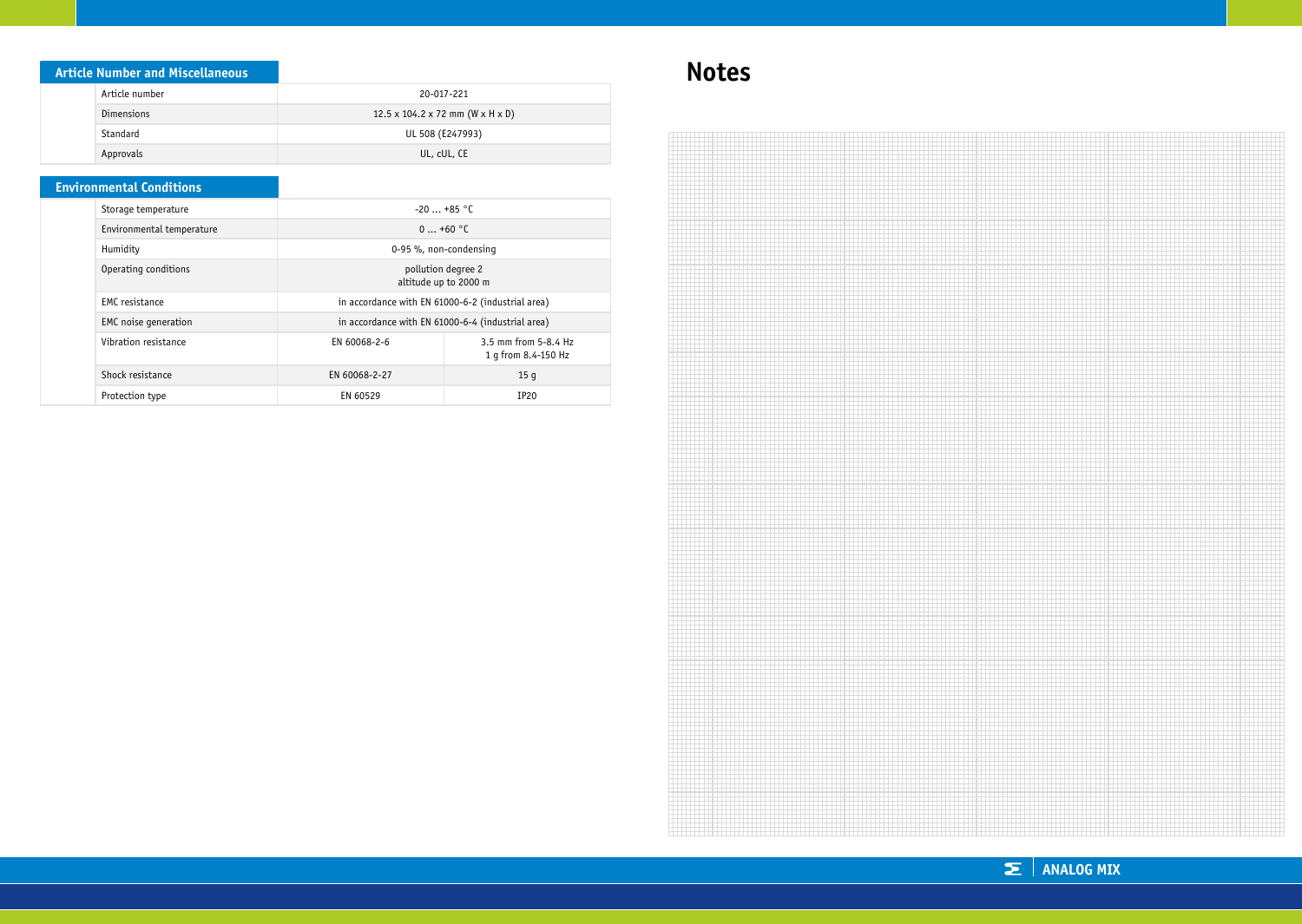## Article Number and Miscellaneous

| | |
|---|---|
| Article number | 20-017-221 |
| Dimensions | 12.5 x 104.2 x 72 mm (W x H x D) |
| Standard | UL 508 (E247993) |
| Approvals | UL, cUL, CE |

## Environmental Conditions

| | | |
|---|---|---|
| Storage temperature | -20 ... +85 °C | |
| Environmental temperature | 0 ... +60 °C | |
| Humidity | 0-95 %, non-condensing | |
| Operating conditions | pollution degree 2<br>altitude up to 2000 m | |
| EMC resistance | in accordance with EN 61000-6-2 (industrial area) | |
| EMC noise generation | in accordance with EN 61000-6-4 (industrial area) | |
| Vibration resistance | EN 60068-2-6 | 3.5 mm from 5-8.4 Hz<br>1 g from 8.4-150 Hz |
| Shock resistance | EN 60068-2-27 | 15 g |
| Protection type | EN 60529 | IP20 |

# Notes

ANALOG MIX